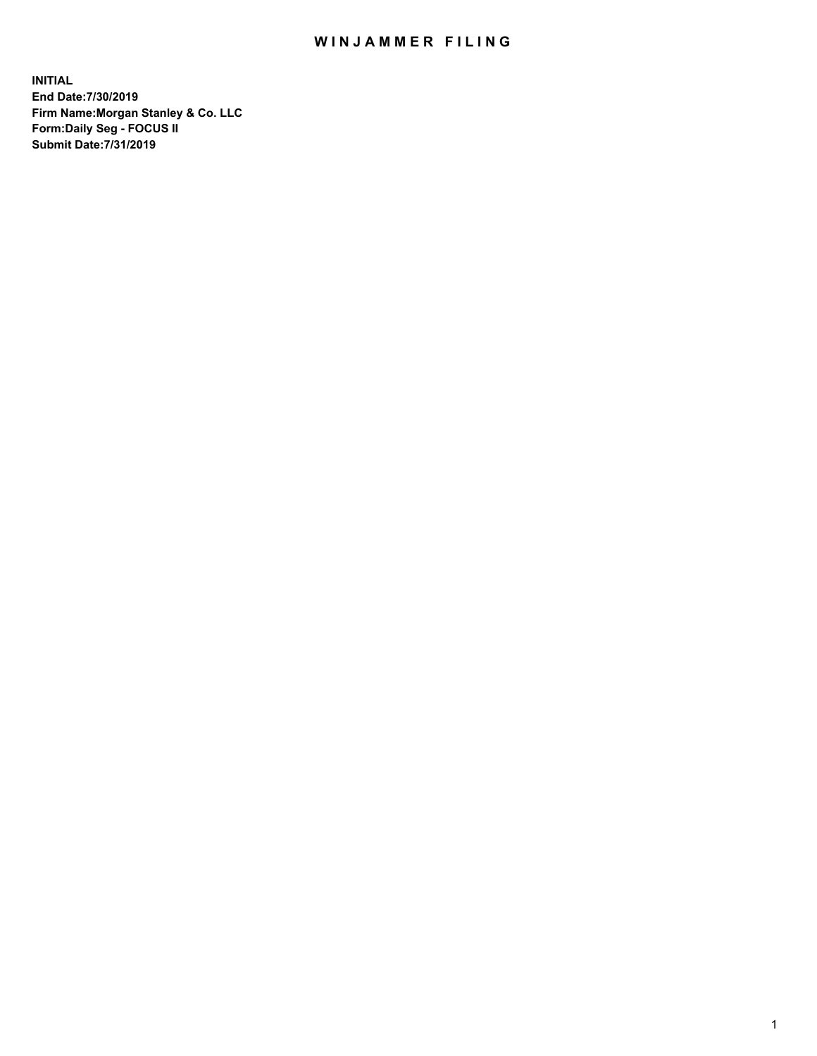# WINJAMMER FILING

**INITIAL**
**End Date:7/30/2019**
**Firm Name:Morgan Stanley & Co. LLC**
**Form:Daily Seg - FOCUS II**
**Submit Date:7/31/2019**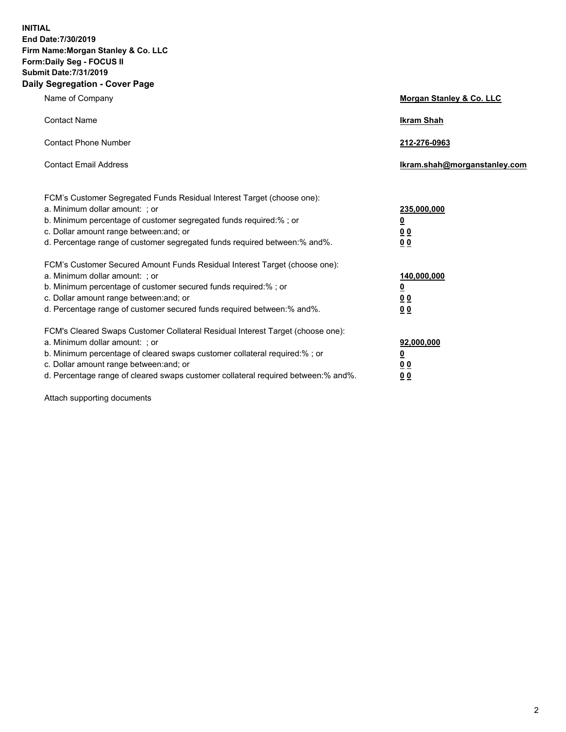**INITIAL**
**End Date:7/30/2019**
**Firm Name:Morgan Stanley & Co. LLC**
**Form:Daily Seg - FOCUS II**
**Submit Date:7/31/2019**
**Daily Segregation - Cover Page**

| | |
|---|---|
| Name of Company | **Morgan Stanley & Co. LLC** |
| Contact Name | **Ikram Shah** |
| Contact Phone Number | **212-276-0963** |
| Contact Email Address | **Ikram.shah@morganstanley.com** |

FCM's Customer Segregated Funds Residual Interest Target (choose one):

| | |
|---|---|
| a. Minimum dollar amount: ; or | **235,000,000** |
| b. Minimum percentage of customer segregated funds required:% ; or | **0** |
| c. Dollar amount range between:and; or | **0 0** |
| d. Percentage range of customer segregated funds required between:% and%. | **0 0** |

FCM's Customer Secured Amount Funds Residual Interest Target (choose one):

| | |
|---|---|
| a. Minimum dollar amount: ; or | **140,000,000** |
| b. Minimum percentage of customer secured funds required:% ; or | **0** |
| c. Dollar amount range between:and; or | **0 0** |
| d. Percentage range of customer secured funds required between:% and%. | **0 0** |

FCM's Cleared Swaps Customer Collateral Residual Interest Target (choose one):

| | |
|---|---|
| a. Minimum dollar amount: ; or | **92,000,000** |
| b. Minimum percentage of cleared swaps customer collateral required:% ; or | **0** |
| c. Dollar amount range between:and; or | **0 0** |
| d. Percentage range of cleared swaps customer collateral required between:% and%. | **0 0** |

Attach supporting documents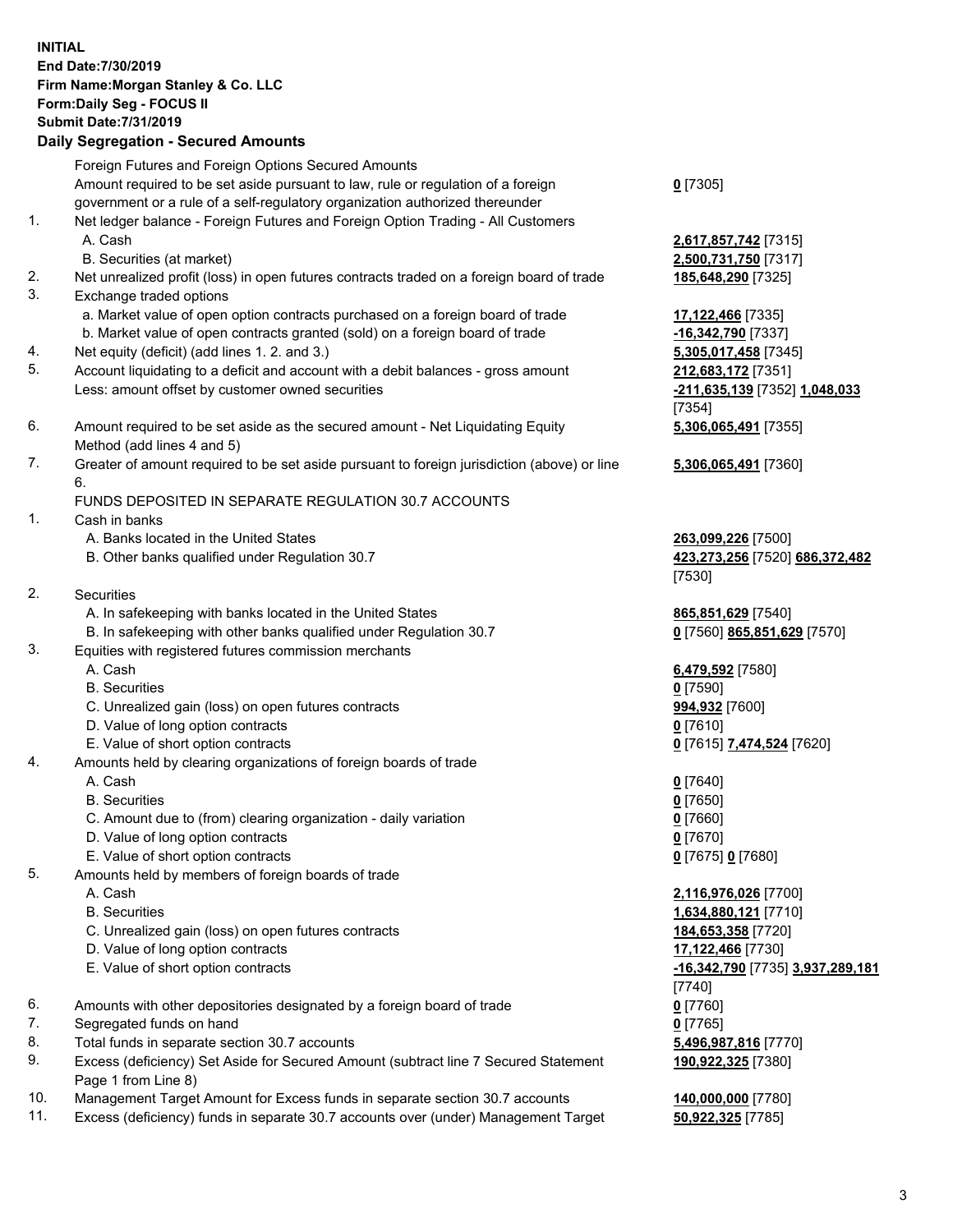**INITIAL**
**End Date:7/30/2019**
**Firm Name:Morgan Stanley & Co. LLC**
**Form:Daily Seg - FOCUS II**
**Submit Date:7/31/2019**

**Daily Segregation - Secured Amounts**

| | | |
|---|---|---|
| | Foreign Futures and Foreign Options Secured Amounts | |
| | Amount required to be set aside pursuant to law, rule or regulation of a foreign government or a rule of a self-regulatory organization authorized thereunder | **0** [7305] |
| 1. | Net ledger balance - Foreign Futures and Foreign Option Trading - All Customers | |
| | A. Cash | **2,617,857,742** [7315] |
| | B. Securities (at market) | **2,500,731,750** [7317] |
| 2. | Net unrealized profit (loss) in open futures contracts traded on a foreign board of trade | **185,648,290** [7325] |
| 3. | Exchange traded options | |
| | a. Market value of open option contracts purchased on a foreign board of trade | **17,122,466** [7335] |
| | b. Market value of open contracts granted (sold) on a foreign board of trade | **-16,342,790** [7337] |
| 4. | Net equity (deficit) (add lines 1. 2. and 3.) | **5,305,017,458** [7345] |
| 5. | Account liquidating to a deficit and account with a debit balances - gross amount | **212,683,172** [7351] |
| | Less: amount offset by customer owned securities | **-211,635,139** [7352] **1,048,033** [7354] |
| 6. | Amount required to be set aside as the secured amount - Net Liquidating Equity Method (add lines 4 and 5) | **5,306,065,491** [7355] |
| 7. | Greater of amount required to be set aside pursuant to foreign jurisdiction (above) or line 6. | **5,306,065,491** [7360] |
| | FUNDS DEPOSITED IN SEPARATE REGULATION 30.7 ACCOUNTS | |
| 1. | Cash in banks | |
| | A. Banks located in the United States | **263,099,226** [7500] |
| | B. Other banks qualified under Regulation 30.7 | **423,273,256** [7520] **686,372,482** [7530] |
| 2. | Securities | |
| | A. In safekeeping with banks located in the United States | **865,851,629** [7540] |
| | B. In safekeeping with other banks qualified under Regulation 30.7 | **0** [7560] **865,851,629** [7570] |
| 3. | Equities with registered futures commission merchants | |
| | A. Cash | **6,479,592** [7580] |
| | B. Securities | **0** [7590] |
| | C. Unrealized gain (loss) on open futures contracts | **994,932** [7600] |
| | D. Value of long option contracts | **0** [7610] |
| | E. Value of short option contracts | **0** [7615] **7,474,524** [7620] |
| 4. | Amounts held by clearing organizations of foreign boards of trade | |
| | A. Cash | **0** [7640] |
| | B. Securities | **0** [7650] |
| | C. Amount due to (from) clearing organization - daily variation | **0** [7660] |
| | D. Value of long option contracts | **0** [7670] |
| | E. Value of short option contracts | **0** [7675] **0** [7680] |
| 5. | Amounts held by members of foreign boards of trade | |
| | A. Cash | **2,116,976,026** [7700] |
| | B. Securities | **1,634,880,121** [7710] |
| | C. Unrealized gain (loss) on open futures contracts | **184,653,358** [7720] |
| | D. Value of long option contracts | **17,122,466** [7730] |
| | E. Value of short option contracts | **-16,342,790** [7735] **3,937,289,181** [7740] |
| 6. | Amounts with other depositories designated by a foreign board of trade | **0** [7760] |
| 7. | Segregated funds on hand | **0** [7765] |
| 8. | Total funds in separate section 30.7 accounts | **5,496,987,816** [7770] |
| 9. | Excess (deficiency) Set Aside for Secured Amount (subtract line 7 Secured Statement Page 1 from Line 8) | **190,922,325** [7380] |
| 10. | Management Target Amount for Excess funds in separate section 30.7 accounts | **140,000,000** [7780] |
| 11. | Excess (deficiency) funds in separate 30.7 accounts over (under) Management Target | **50,922,325** [7785] |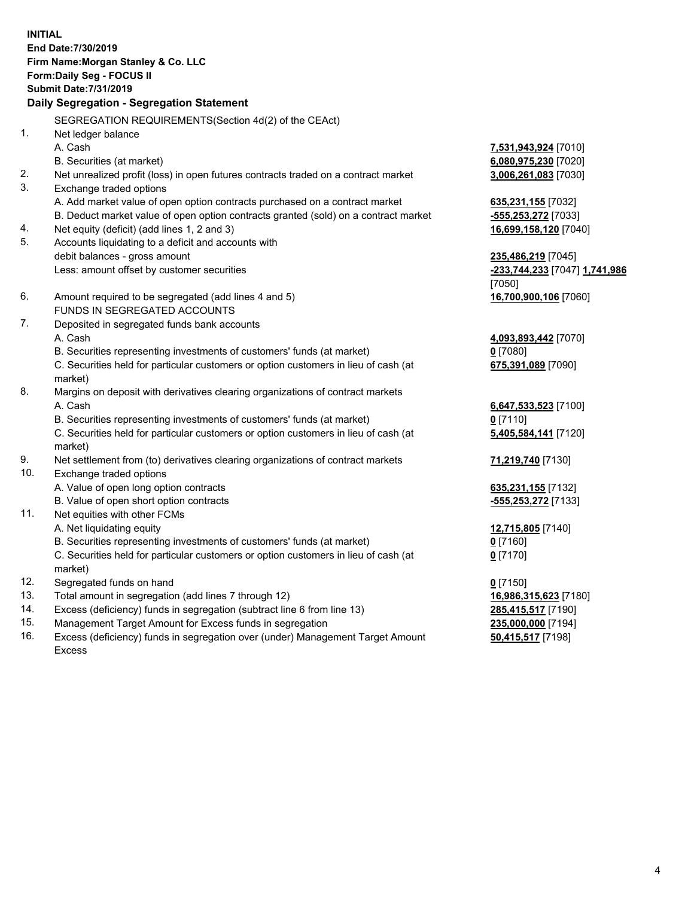**INITIAL**
**End Date:7/30/2019**
**Firm Name:Morgan Stanley & Co. LLC**
**Form:Daily Seg - FOCUS II**
**Submit Date:7/31/2019**

**Daily Segregation - Segregation Statement**

SEGREGATION REQUIREMENTS(Section 4d(2) of the CEAct)

| | | |
|---|---|---|
| 1. | Net ledger balance | |
| | A. Cash | **7,531,943,924** [7010] |
| | B. Securities (at market) | **6,080,975,230** [7020] |
| 2. | Net unrealized profit (loss) in open futures contracts traded on a contract market | **3,006,261,083** [7030] |
| 3. | Exchange traded options | |
| | A. Add market value of open option contracts purchased on a contract market | **635,231,155** [7032] |
| | B. Deduct market value of open option contracts granted (sold) on a contract market | **-555,253,272** [7033] |
| 4. | Net equity (deficit) (add lines 1, 2 and 3) | **16,699,158,120** [7040] |
| 5. | Accounts liquidating to a deficit and accounts with debit balances - gross amount | **235,486,219** [7045] |
| | Less: amount offset by customer securities | **-233,744,233** [7047] **1,741,986** [7050] |
| 6. | Amount required to be segregated (add lines 4 and 5) | **16,700,900,106** [7060] |
| | FUNDS IN SEGREGATED ACCOUNTS | |
| 7. | Deposited in segregated funds bank accounts | |
| | A. Cash | **4,093,893,442** [7070] |
| | B. Securities representing investments of customers' funds (at market) | **0** [7080] |
| | C. Securities held for particular customers or option customers in lieu of cash (at market) | **675,391,089** [7090] |
| 8. | Margins on deposit with derivatives clearing organizations of contract markets | |
| | A. Cash | **6,647,533,523** [7100] |
| | B. Securities representing investments of customers' funds (at market) | **0** [7110] |
| | C. Securities held for particular customers or option customers in lieu of cash (at market) | **5,405,584,141** [7120] |
| 9. | Net settlement from (to) derivatives clearing organizations of contract markets | **71,219,740** [7130] |
| 10. | Exchange traded options | |
| | A. Value of open long option contracts | **635,231,155** [7132] |
| | B. Value of open short option contracts | **-555,253,272** [7133] |
| 11. | Net equities with other FCMs | |
| | A. Net liquidating equity | **12,715,805** [7140] |
| | B. Securities representing investments of customers' funds (at market) | **0** [7160] |
| | C. Securities held for particular customers or option customers in lieu of cash (at market) | **0** [7170] |
| 12. | Segregated funds on hand | **0** [7150] |
| 13. | Total amount in segregation (add lines 7 through 12) | **16,986,315,623** [7180] |
| 14. | Excess (deficiency) funds in segregation (subtract line 6 from line 13) | **285,415,517** [7190] |
| 15. | Management Target Amount for Excess funds in segregation | **235,000,000** [7194] |
| 16. | Excess (deficiency) funds in segregation over (under) Management Target Amount Excess | **50,415,517** [7198] |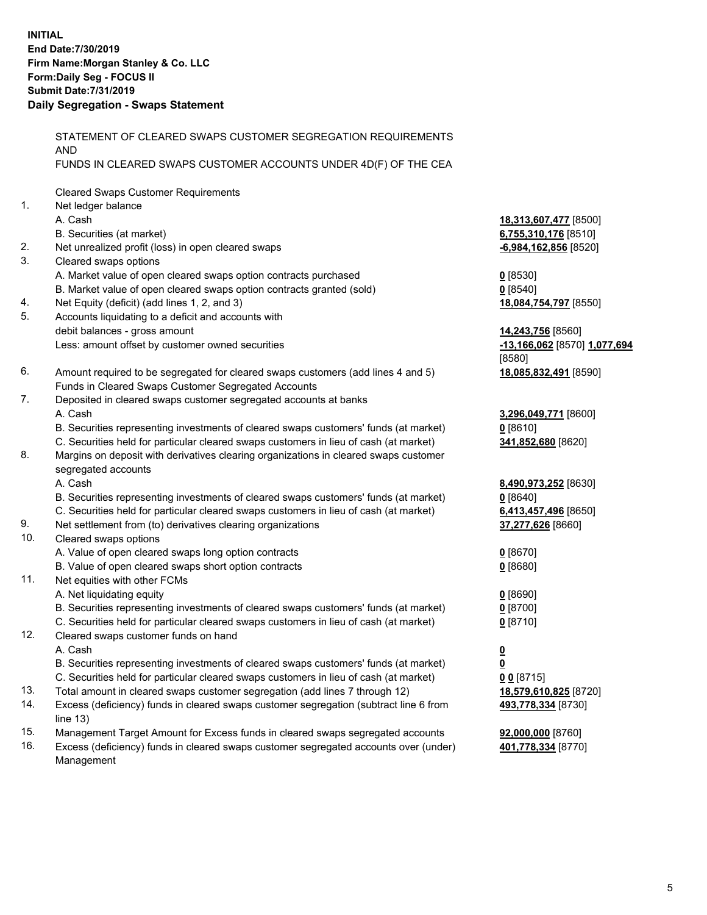**INITIAL**
**End Date:7/30/2019**
**Firm Name:Morgan Stanley & Co. LLC**
**Form:Daily Seg - FOCUS II**
**Submit Date:7/31/2019**
**Daily Segregation - Swaps Statement**

STATEMENT OF CLEARED SWAPS CUSTOMER SEGREGATION REQUIREMENTS AND FUNDS IN CLEARED SWAPS CUSTOMER ACCOUNTS UNDER 4D(F) OF THE CEA

| | | |
|---|---|---|
| | Cleared Swaps Customer Requirements | |
| 1. | Net ledger balance | |
| | A. Cash | **18,313,607,477** [8500] |
| | B. Securities (at market) | **6,755,310,176** [8510] |
| 2. | Net unrealized profit (loss) in open cleared swaps | **-6,984,162,856** [8520] |
| 3. | Cleared swaps options | |
| | A. Market value of open cleared swaps option contracts purchased | **0** [8530] |
| | B. Market value of open cleared swaps option contracts granted (sold) | **0** [8540] |
| 4. | Net Equity (deficit) (add lines 1, 2, and 3) | **18,084,754,797** [8550] |
| 5. | Accounts liquidating to a deficit and accounts with debit balances - gross amount | **14,243,756** [8560] |
| | Less: amount offset by customer owned securities | **-13,166,062** [8570] **1,077,694** [8580] |
| 6. | Amount required to be segregated for cleared swaps customers (add lines 4 and 5) | **18,085,832,491** [8590] |
| | Funds in Cleared Swaps Customer Segregated Accounts | |
| 7. | Deposited in cleared swaps customer segregated accounts at banks | |
| | A. Cash | **3,296,049,771** [8600] |
| | B. Securities representing investments of cleared swaps customers' funds (at market) | **0** [8610] |
| | C. Securities held for particular cleared swaps customers in lieu of cash (at market) | **341,852,680** [8620] |
| 8. | Margins on deposit with derivatives clearing organizations in cleared swaps customer segregated accounts | |
| | A. Cash | **8,490,973,252** [8630] |
| | B. Securities representing investments of cleared swaps customers' funds (at market) | **0** [8640] |
| | C. Securities held for particular cleared swaps customers in lieu of cash (at market) | **6,413,457,496** [8650] |
| 9. | Net settlement from (to) derivatives clearing organizations | **37,277,626** [8660] |
| 10. | Cleared swaps options | |
| | A. Value of open cleared swaps long option contracts | **0** [8670] |
| | B. Value of open cleared swaps short option contracts | **0** [8680] |
| 11. | Net equities with other FCMs | |
| | A. Net liquidating equity | **0** [8690] |
| | B. Securities representing investments of cleared swaps customers' funds (at market) | **0** [8700] |
| | C. Securities held for particular cleared swaps customers in lieu of cash (at market) | **0** [8710] |
| 12. | Cleared swaps customer funds on hand | |
| | A. Cash | **0** |
| | B. Securities representing investments of cleared swaps customers' funds (at market) | **0** |
| | C. Securities held for particular cleared swaps customers in lieu of cash (at market) | **0** **0** [8715] |
| 13. | Total amount in cleared swaps customer segregation (add lines 7 through 12) | **18,579,610,825** [8720] |
| 14. | Excess (deficiency) funds in cleared swaps customer segregation (subtract line 6 from line 13) | **493,778,334** [8730] |
| 15. | Management Target Amount for Excess funds in cleared swaps segregated accounts | **92,000,000** [8760] |
| 16. | Excess (deficiency) funds in cleared swaps customer segregated accounts over (under) Management | **401,778,334** [8770] |